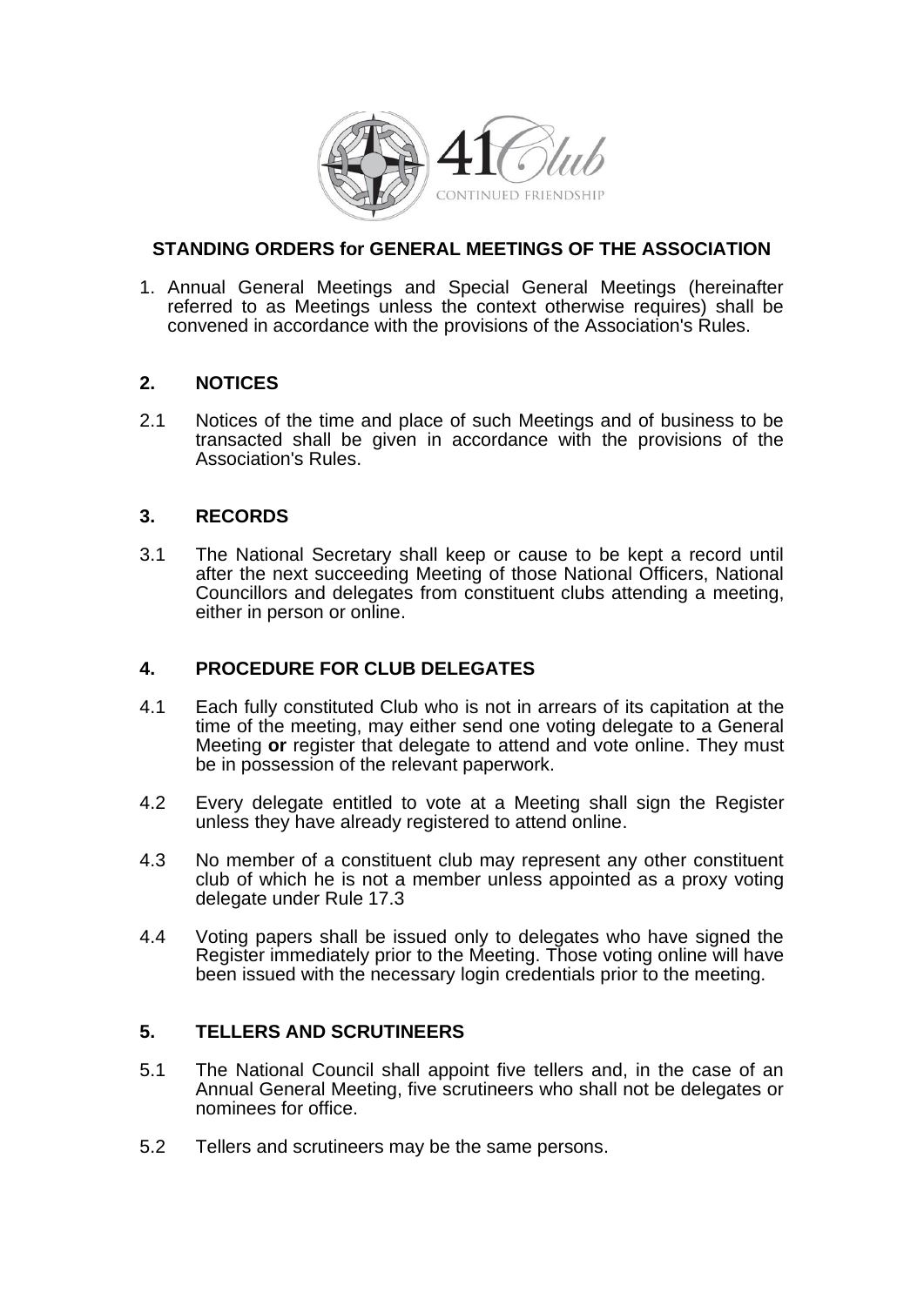## STANDING ORDERS for GENERAL MEETINGS OF THE ASSOCIATION

1. Annual General Meetings and Special General Meetings (hereinafter referred to as Meetings unless the context otherwise requires) shall be convened in accordance with the provisions of the Association's Rules.

### 2. NOTICES

2.1 Notices of the time and place of such Meetings and of business to be transacted shall be given in accordance with the provisions of the Association's Rules.

### 3. RECORDS

3.1 The National Secretary shall keep or cause to be kept a record until after the next succeeding Meeting of those National Officers, National Councillors and delegates from constituent clubs attending a meeting, either in person or online.

### 4. PROCEDURE FOR CLUB DELEGATES

4.1 Each fully constituted Club who is not in arrears of its capitation at the time of the meeting, may either send one voting delegate to a General Meeting **or** register that delegate to attend and vote online. They must be in possession of the relevant paperwork.

4.2 Every delegate entitled to vote at a Meeting shall sign the Register unless they have already registered to attend online.

4.3 No member of a constituent club may represent any other constituent club of which he is not a member unless appointed as a proxy voting delegate under Rule 17.3

4.4 Voting papers shall be issued only to delegates who have signed the Register immediately prior to the Meeting. Those voting online will have been issued with the necessary login credentials prior to the meeting.

### 5. TELLERS AND SCRUTINEERS

5.1 The National Council shall appoint five tellers and, in the case of an Annual General Meeting, five scrutineers who shall not be delegates or nominees for office.

5.2 Tellers and scrutineers may be the same persons.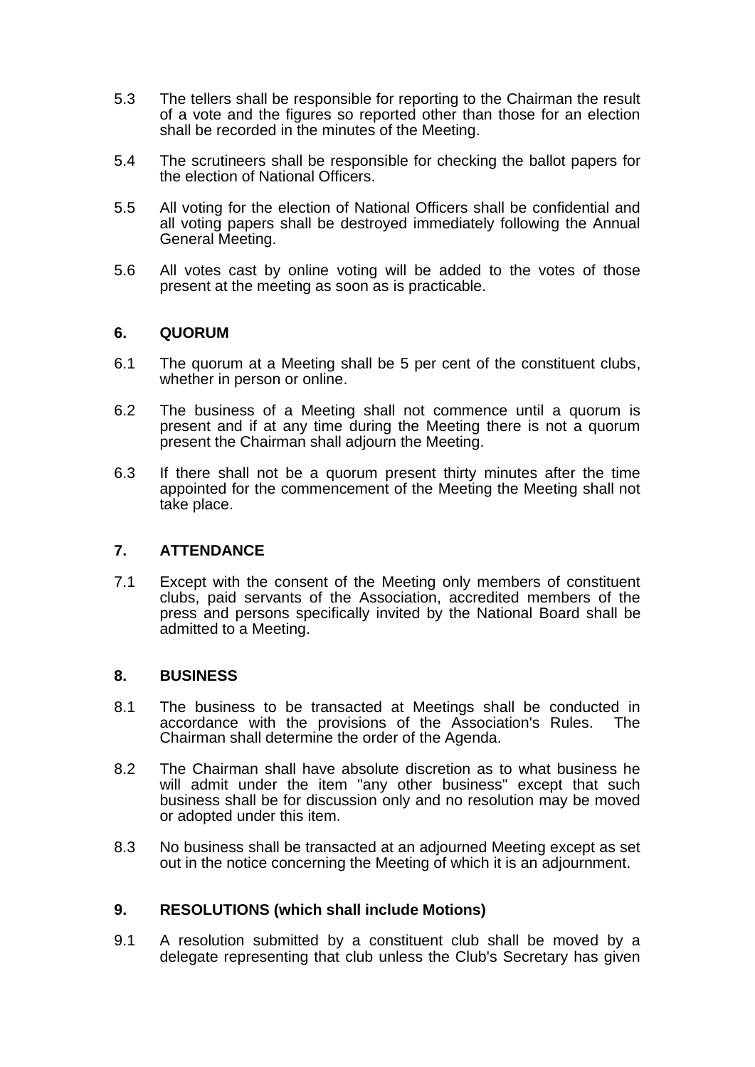5.3 The tellers shall be responsible for reporting to the Chairman the result of a vote and the figures so reported other than those for an election shall be recorded in the minutes of the Meeting.

5.4 The scrutineers shall be responsible for checking the ballot papers for the election of National Officers.

5.5 All voting for the election of National Officers shall be confidential and all voting papers shall be destroyed immediately following the Annual General Meeting.

5.6 All votes cast by online voting will be added to the votes of those present at the meeting as soon as is practicable.

## 6. QUORUM

6.1 The quorum at a Meeting shall be 5 per cent of the constituent clubs, whether in person or online.

6.2 The business of a Meeting shall not commence until a quorum is present and if at any time during the Meeting there is not a quorum present the Chairman shall adjourn the Meeting.

6.3 If there shall not be a quorum present thirty minutes after the time appointed for the commencement of the Meeting the Meeting shall not take place.

## 7. ATTENDANCE

7.1 Except with the consent of the Meeting only members of constituent clubs, paid servants of the Association, accredited members of the press and persons specifically invited by the National Board shall be admitted to a Meeting.

## 8. BUSINESS

8.1 The business to be transacted at Meetings shall be conducted in accordance with the provisions of the Association's Rules. The Chairman shall determine the order of the Agenda.

8.2 The Chairman shall have absolute discretion as to what business he will admit under the item "any other business" except that such business shall be for discussion only and no resolution may be moved or adopted under this item.

8.3 No business shall be transacted at an adjourned Meeting except as set out in the notice concerning the Meeting of which it is an adjournment.

## 9. RESOLUTIONS (which shall include Motions)

9.1 A resolution submitted by a constituent club shall be moved by a delegate representing that club unless the Club's Secretary has given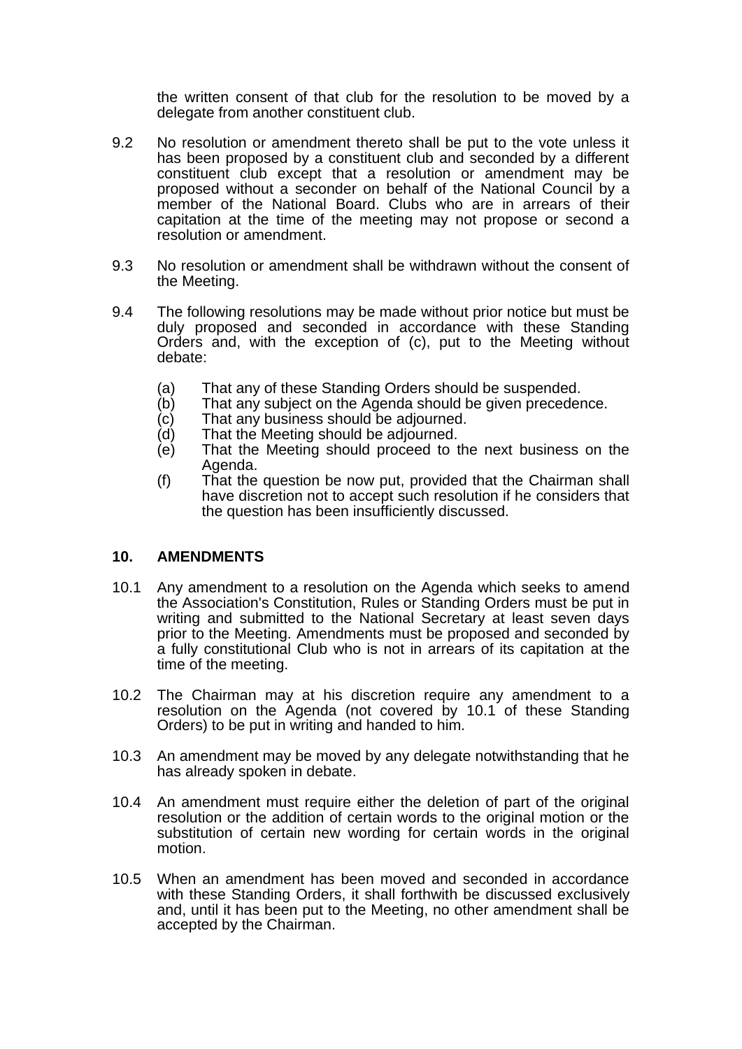the written consent of that club for the resolution to be moved by a delegate from another constituent club.

9.2 No resolution or amendment thereto shall be put to the vote unless it has been proposed by a constituent club and seconded by a different constituent club except that a resolution or amendment may be proposed without a seconder on behalf of the National Council by a member of the National Board. Clubs who are in arrears of their capitation at the time of the meeting may not propose or second a resolution or amendment.

9.3 No resolution or amendment shall be withdrawn without the consent of the Meeting.

9.4 The following resolutions may be made without prior notice but must be duly proposed and seconded in accordance with these Standing Orders and, with the exception of (c), put to the Meeting without debate:

- (a) That any of these Standing Orders should be suspended.
- (b) That any subject on the Agenda should be given precedence.
- (c) That any business should be adjourned.
- (d) That the Meeting should be adjourned.
- (e) That the Meeting should proceed to the next business on the Agenda.
- (f) That the question be now put, provided that the Chairman shall have discretion not to accept such resolution if he considers that the question has been insufficiently discussed.

## 10. AMENDMENTS

10.1 Any amendment to a resolution on the Agenda which seeks to amend the Association's Constitution, Rules or Standing Orders must be put in writing and submitted to the National Secretary at least seven days prior to the Meeting. Amendments must be proposed and seconded by a fully constitutional Club who is not in arrears of its capitation at the time of the meeting.

10.2 The Chairman may at his discretion require any amendment to a resolution on the Agenda (not covered by 10.1 of these Standing Orders) to be put in writing and handed to him.

10.3 An amendment may be moved by any delegate notwithstanding that he has already spoken in debate.

10.4 An amendment must require either the deletion of part of the original resolution or the addition of certain words to the original motion or the substitution of certain new wording for certain words in the original motion.

10.5 When an amendment has been moved and seconded in accordance with these Standing Orders, it shall forthwith be discussed exclusively and, until it has been put to the Meeting, no other amendment shall be accepted by the Chairman.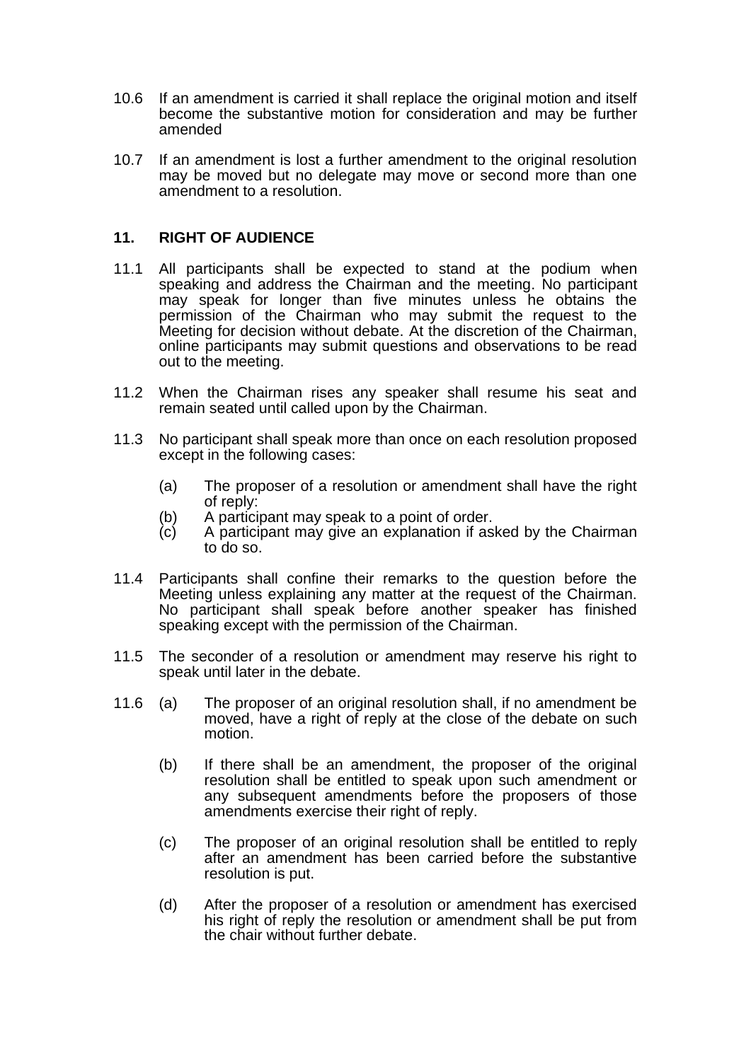10.6 If an amendment is carried it shall replace the original motion and itself become the substantive motion for consideration and may be further amended

10.7 If an amendment is lost a further amendment to the original resolution may be moved but no delegate may move or second more than one amendment to a resolution.

## 11. RIGHT OF AUDIENCE

11.1 All participants shall be expected to stand at the podium when speaking and address the Chairman and the meeting. No participant may speak for longer than five minutes unless he obtains the permission of the Chairman who may submit the request to the Meeting for decision without debate. At the discretion of the Chairman, online participants may submit questions and observations to be read out to the meeting.

11.2 When the Chairman rises any speaker shall resume his seat and remain seated until called upon by the Chairman.

11.3 No participant shall speak more than once on each resolution proposed except in the following cases:

- (a) The proposer of a resolution or amendment shall have the right of reply:
- (b) A participant may speak to a point of order.
- (c) A participant may give an explanation if asked by the Chairman to do so.

11.4 Participants shall confine their remarks to the question before the Meeting unless explaining any matter at the request of the Chairman. No participant shall speak before another speaker has finished speaking except with the permission of the Chairman.

11.5 The seconder of a resolution or amendment may reserve his right to speak until later in the debate.

11.6 (a) The proposer of an original resolution shall, if no amendment be moved, have a right of reply at the close of the debate on such motion.

(b) If there shall be an amendment, the proposer of the original resolution shall be entitled to speak upon such amendment or any subsequent amendments before the proposers of those amendments exercise their right of reply.

(c) The proposer of an original resolution shall be entitled to reply after an amendment has been carried before the substantive resolution is put.

(d) After the proposer of a resolution or amendment has exercised his right of reply the resolution or amendment shall be put from the chair without further debate.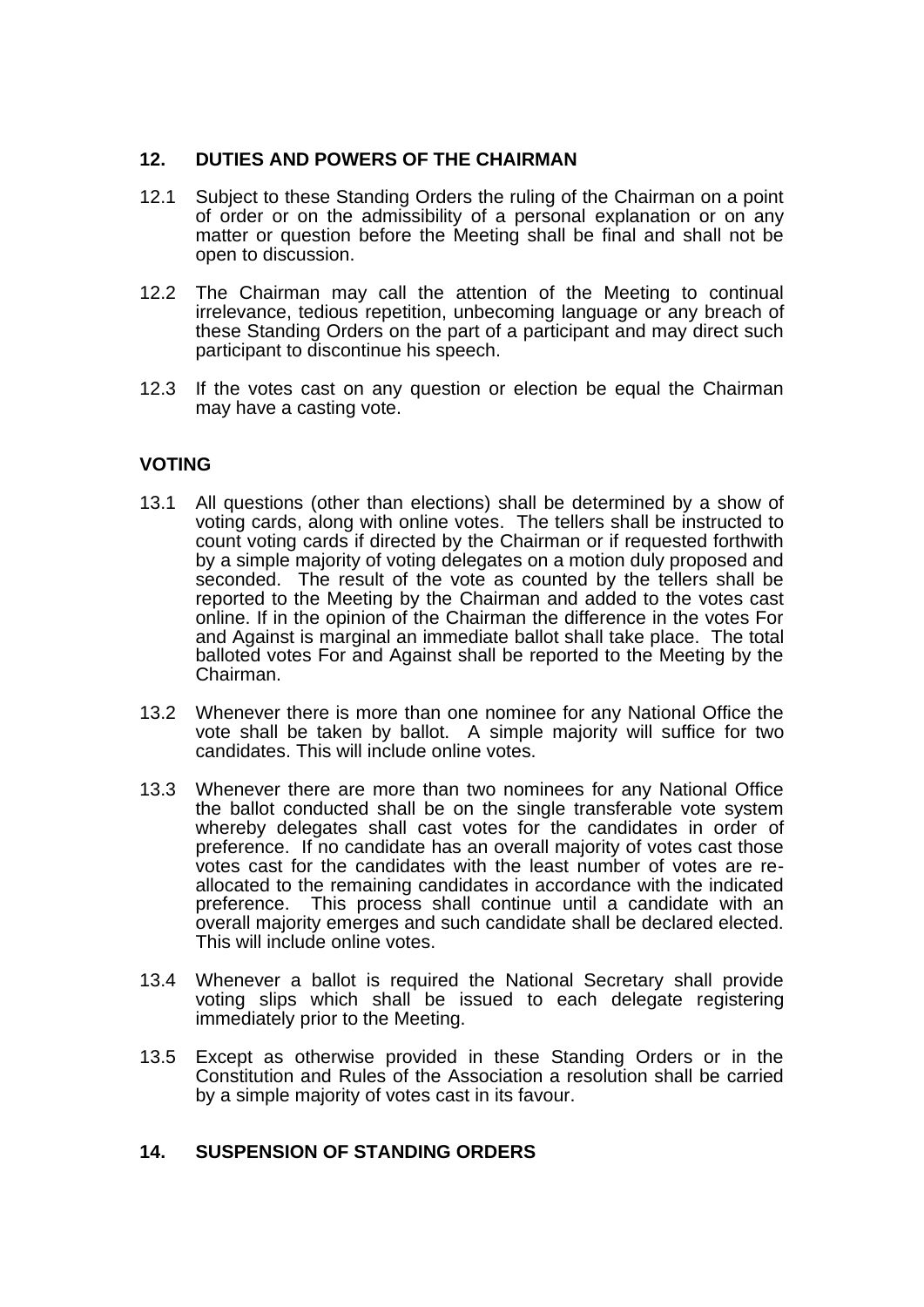## 12. DUTIES AND POWERS OF THE CHAIRMAN

12.1 Subject to these Standing Orders the ruling of the Chairman on a point of order or on the admissibility of a personal explanation or on any matter or question before the Meeting shall be final and shall not be open to discussion.

12.2 The Chairman may call the attention of the Meeting to continual irrelevance, tedious repetition, unbecoming language or any breach of these Standing Orders on the part of a participant and may direct such participant to discontinue his speech.

12.3 If the votes cast on any question or election be equal the Chairman may have a casting vote.

## VOTING

13.1 All questions (other than elections) shall be determined by a show of voting cards, along with online votes. The tellers shall be instructed to count voting cards if directed by the Chairman or if requested forthwith by a simple majority of voting delegates on a motion duly proposed and seconded. The result of the vote as counted by the tellers shall be reported to the Meeting by the Chairman and added to the votes cast online. If in the opinion of the Chairman the difference in the votes For and Against is marginal an immediate ballot shall take place. The total balloted votes For and Against shall be reported to the Meeting by the Chairman.

13.2 Whenever there is more than one nominee for any National Office the vote shall be taken by ballot. A simple majority will suffice for two candidates. This will include online votes.

13.3 Whenever there are more than two nominees for any National Office the ballot conducted shall be on the single transferable vote system whereby delegates shall cast votes for the candidates in order of preference. If no candidate has an overall majority of votes cast those votes cast for the candidates with the least number of votes are re-allocated to the remaining candidates in accordance with the indicated preference. This process shall continue until a candidate with an overall majority emerges and such candidate shall be declared elected. This will include online votes.

13.4 Whenever a ballot is required the National Secretary shall provide voting slips which shall be issued to each delegate registering immediately prior to the Meeting.

13.5 Except as otherwise provided in these Standing Orders or in the Constitution and Rules of the Association a resolution shall be carried by a simple majority of votes cast in its favour.

## 14. SUSPENSION OF STANDING ORDERS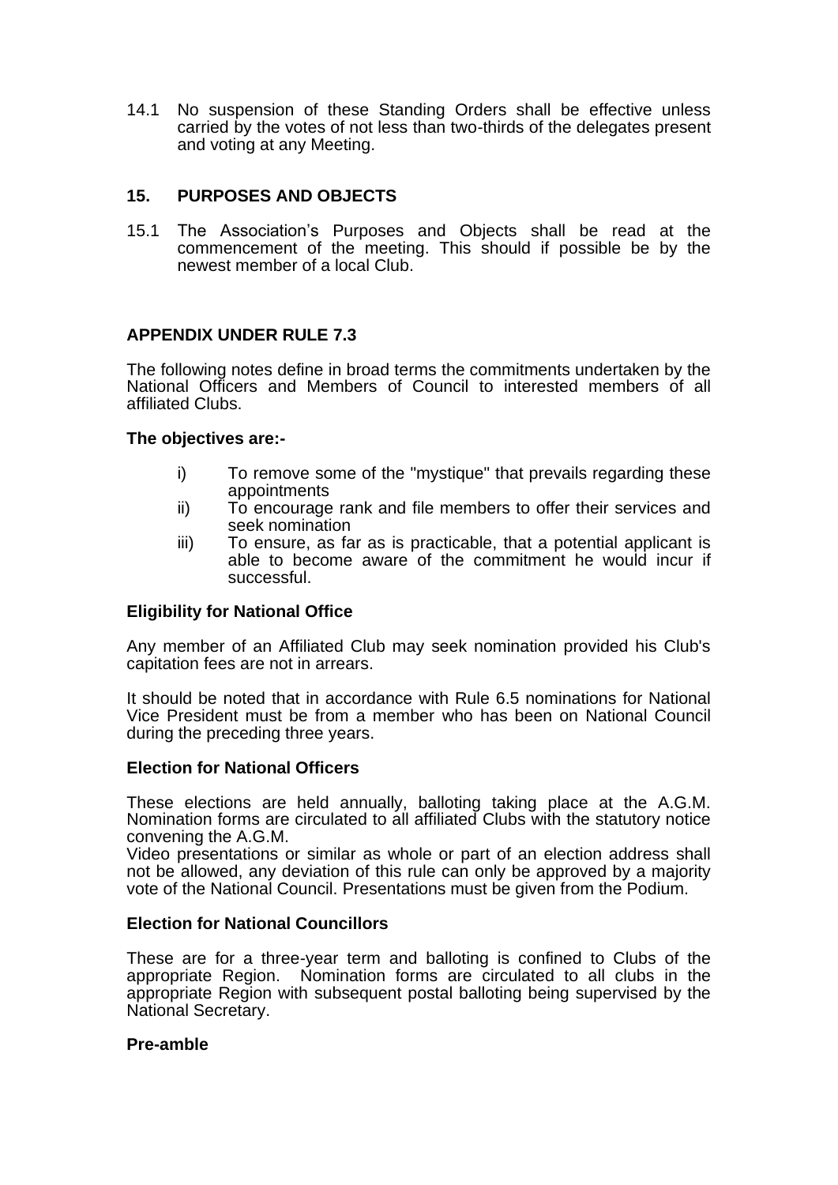14.1 No suspension of these Standing Orders shall be effective unless carried by the votes of not less than two-thirds of the delegates present and voting at any Meeting.

## 15. PURPOSES AND OBJECTS

15.1 The Association's Purposes and Objects shall be read at the commencement of the meeting. This should if possible be by the newest member of a local Club.

## APPENDIX UNDER RULE 7.3

The following notes define in broad terms the commitments undertaken by the National Officers and Members of Council to interested members of all affiliated Clubs.

**The objectives are:-**

- i) To remove some of the "mystique" that prevails regarding these appointments
- ii) To encourage rank and file members to offer their services and seek nomination
- iii) To ensure, as far as is practicable, that a potential applicant is able to become aware of the commitment he would incur if successful.

**Eligibility for National Office**

Any member of an Affiliated Club may seek nomination provided his Club's capitation fees are not in arrears.

It should be noted that in accordance with Rule 6.5 nominations for National Vice President must be from a member who has been on National Council during the preceding three years.

**Election for National Officers**

These elections are held annually, balloting taking place at the A.G.M. Nomination forms are circulated to all affiliated Clubs with the statutory notice convening the A.G.M.
Video presentations or similar as whole or part of an election address shall not be allowed, any deviation of this rule can only be approved by a majority vote of the National Council. Presentations must be given from the Podium.

**Election for National Councillors**

These are for a three-year term and balloting is confined to Clubs of the appropriate Region. Nomination forms are circulated to all clubs in the appropriate Region with subsequent postal balloting being supervised by the National Secretary.

**Pre-amble**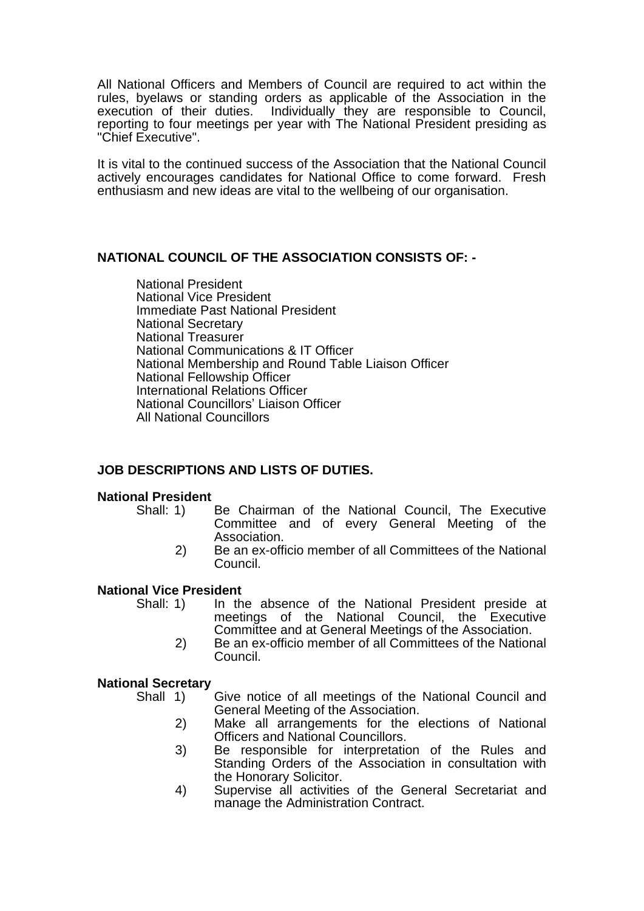All National Officers and Members of Council are required to act within the rules, byelaws or standing orders as applicable of the Association in the execution of their duties. Individually they are responsible to Council, reporting to four meetings per year with The National President presiding as "Chief Executive".

It is vital to the continued success of the Association that the National Council actively encourages candidates for National Office to come forward. Fresh enthusiasm and new ideas are vital to the wellbeing of our organisation.

## NATIONAL COUNCIL OF THE ASSOCIATION CONSISTS OF: -

- National President
- National Vice President
- Immediate Past National President
- National Secretary
- National Treasurer
- National Communications & IT Officer
- National Membership and Round Table Liaison Officer
- National Fellowship Officer
- International Relations Officer
- National Councillors' Liaison Officer
- All National Councillors

## JOB DESCRIPTIONS AND LISTS OF DUTIES.

**National President**

Shall:
1) Be Chairman of the National Council, The Executive Committee and of every General Meeting of the Association.
2) Be an ex-officio member of all Committees of the National Council.

**National Vice President**

Shall:
1) In the absence of the National President preside at meetings of the National Council, the Executive Committee and at General Meetings of the Association.
2) Be an ex-officio member of all Committees of the National Council.

**National Secretary**

Shall
1) Give notice of all meetings of the National Council and General Meeting of the Association.
2) Make all arrangements for the elections of National Officers and National Councillors.
3) Be responsible for interpretation of the Rules and Standing Orders of the Association in consultation with the Honorary Solicitor.
4) Supervise all activities of the General Secretariat and manage the Administration Contract.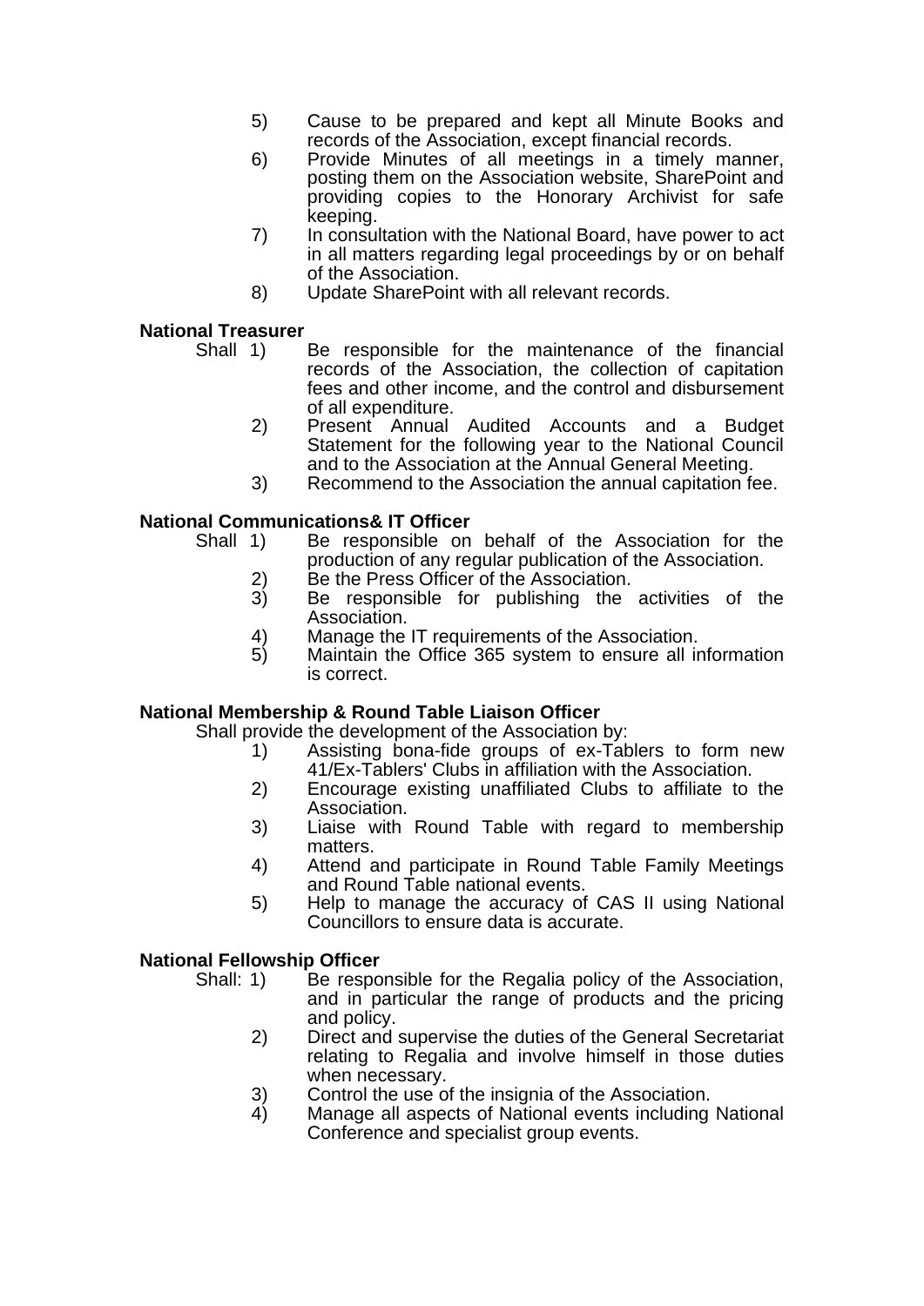5) Cause to be prepared and kept all Minute Books and records of the Association, except financial records.
6) Provide Minutes of all meetings in a timely manner, posting them on the Association website, SharePoint and providing copies to the Honorary Archivist for safe keeping.
7) In consultation with the National Board, have power to act in all matters regarding legal proceedings by or on behalf of the Association.
8) Update SharePoint with all relevant records.

**National Treasurer**

Shall 1) Be responsible for the maintenance of the financial records of the Association, the collection of capitation fees and other income, and the control and disbursement of all expenditure.

2) Present Annual Audited Accounts and a Budget Statement for the following year to the National Council and to the Association at the Annual General Meeting.

3) Recommend to the Association the annual capitation fee.

**National Communications& IT Officer**

Shall 1) Be responsible on behalf of the Association for the production of any regular publication of the Association.

2) Be the Press Officer of the Association.

3) Be responsible for publishing the activities of the Association.

4) Manage the IT requirements of the Association.

5) Maintain the Office 365 system to ensure all information is correct.

**National Membership & Round Table Liaison Officer**

Shall provide the development of the Association by:

1) Assisting bona-fide groups of ex-Tablers to form new 41/Ex-Tablers' Clubs in affiliation with the Association.
2) Encourage existing unaffiliated Clubs to affiliate to the Association.
3) Liaise with Round Table with regard to membership matters.
4) Attend and participate in Round Table Family Meetings and Round Table national events.
5) Help to manage the accuracy of CAS II using National Councillors to ensure data is accurate.

**National Fellowship Officer**

Shall: 1) Be responsible for the Regalia policy of the Association, and in particular the range of products and the pricing and policy.

2) Direct and supervise the duties of the General Secretariat relating to Regalia and involve himself in those duties when necessary.

3) Control the use of the insignia of the Association.

4) Manage all aspects of National events including National Conference and specialist group events.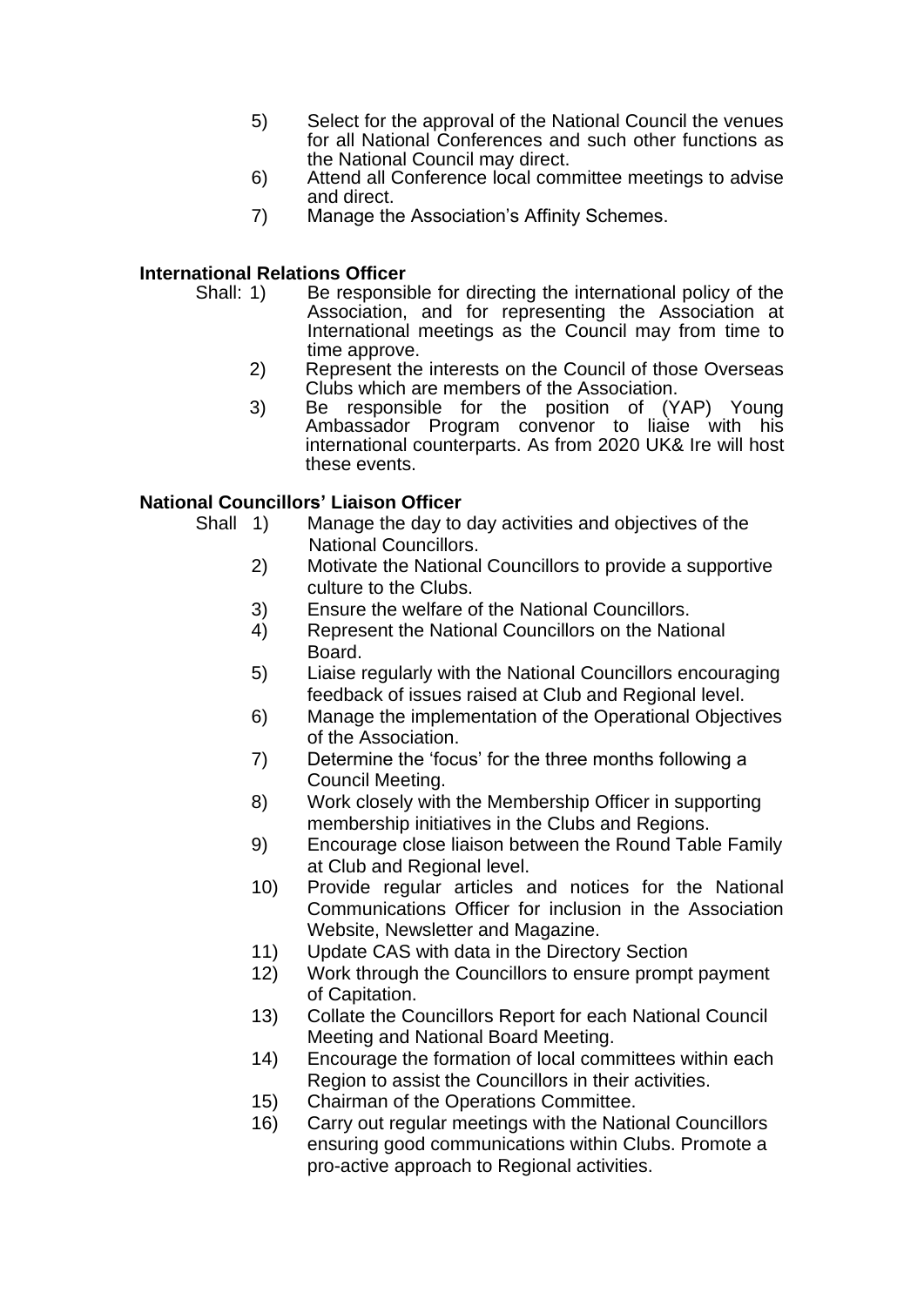5) Select for the approval of the National Council the venues for all National Conferences and such other functions as the National Council may direct.
6) Attend all Conference local committee meetings to advise and direct.
7) Manage the Association's Affinity Schemes.

**International Relations Officer**

Shall: 1) Be responsible for directing the international policy of the Association, and for representing the Association at International meetings as the Council may from time to time approve.

2) Represent the interests on the Council of those Overseas Clubs which are members of the Association.

3) Be responsible for the position of (YAP) Young Ambassador Program convenor to liaise with his international counterparts. As from 2020 UK& Ire will host these events.

**National Councillors' Liaison Officer**

Shall 1) Manage the day to day activities and objectives of the National Councillors.

2) Motivate the National Councillors to provide a supportive culture to the Clubs.
3) Ensure the welfare of the National Councillors.
4) Represent the National Councillors on the National Board.
5) Liaise regularly with the National Councillors encouraging feedback of issues raised at Club and Regional level.
6) Manage the implementation of the Operational Objectives of the Association.
7) Determine the 'focus' for the three months following a Council Meeting.
8) Work closely with the Membership Officer in supporting membership initiatives in the Clubs and Regions.
9) Encourage close liaison between the Round Table Family at Club and Regional level.
10) Provide regular articles and notices for the National Communications Officer for inclusion in the Association Website, Newsletter and Magazine.
11) Update CAS with data in the Directory Section
12) Work through the Councillors to ensure prompt payment of Capitation.
13) Collate the Councillors Report for each National Council Meeting and National Board Meeting.
14) Encourage the formation of local committees within each Region to assist the Councillors in their activities.
15) Chairman of the Operations Committee.
16) Carry out regular meetings with the National Councillors ensuring good communications within Clubs. Promote a pro-active approach to Regional activities.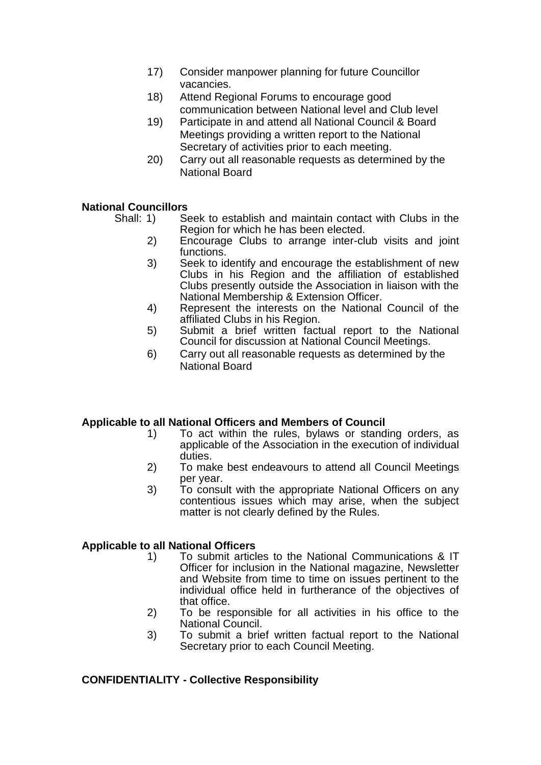17) Consider manpower planning for future Councillor vacancies.
18) Attend Regional Forums to encourage good communication between National level and Club level
19) Participate in and attend all National Council & Board Meetings providing a written report to the National Secretary of activities prior to each meeting.
20) Carry out all reasonable requests as determined by the National Board

**National Councillors**

Shall:
1) Seek to establish and maintain contact with Clubs in the Region for which he has been elected.
2) Encourage Clubs to arrange inter-club visits and joint functions.
3) Seek to identify and encourage the establishment of new Clubs in his Region and the affiliation of established Clubs presently outside the Association in liaison with the National Membership & Extension Officer.
4) Represent the interests on the National Council of the affiliated Clubs in his Region.
5) Submit a brief written factual report to the National Council for discussion at National Council Meetings.
6) Carry out all reasonable requests as determined by the National Board

**Applicable to all National Officers and Members of Council**

1) To act within the rules, bylaws or standing orders, as applicable of the Association in the execution of individual duties.
2) To make best endeavours to attend all Council Meetings per year.
3) To consult with the appropriate National Officers on any contentious issues which may arise, when the subject matter is not clearly defined by the Rules.

**Applicable to all National Officers**

1) To submit articles to the National Communications & IT Officer for inclusion in the National magazine, Newsletter and Website from time to time on issues pertinent to the individual office held in furtherance of the objectives of that office.
2) To be responsible for all activities in his office to the National Council.
3) To submit a brief written factual report to the National Secretary prior to each Council Meeting.

**CONFIDENTIALITY - Collective Responsibility**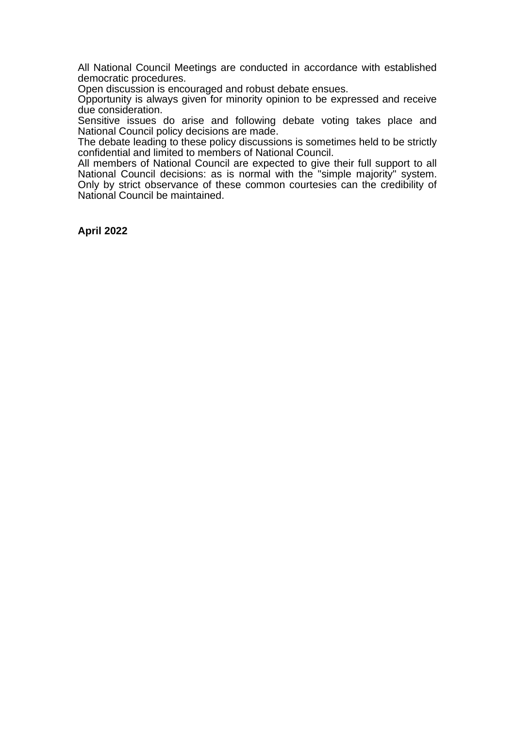All National Council Meetings are conducted in accordance with established democratic procedures.

Open discussion is encouraged and robust debate ensues.

Opportunity is always given for minority opinion to be expressed and receive due consideration.

Sensitive issues do arise and following debate voting takes place and National Council policy decisions are made.

The debate leading to these policy discussions is sometimes held to be strictly confidential and limited to members of National Council.

All members of National Council are expected to give their full support to all National Council decisions: as is normal with the "simple majority" system. Only by strict observance of these common courtesies can the credibility of National Council be maintained.

**April 2022**